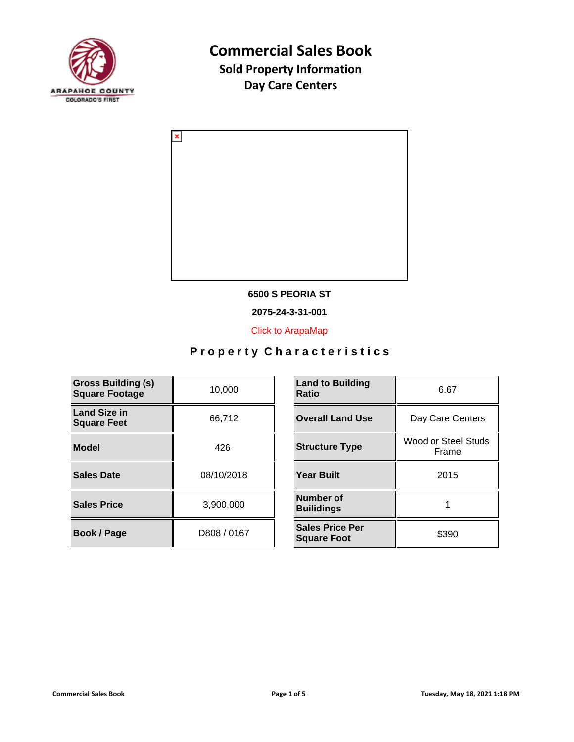# Commercial Sales Book

## Sold Property Information

## Day Care Centers

**6500 S PEORIA ST**

**2075-24-3-31-001**

Click to ArapaMap

### Property Characteristics

| | |
|---|---|
| **Gross Building (s) Square Footage** | 10,000 |
| **Land Size in Square Feet** | 66,712 |
| **Model** | 426 |
| **Sales Date** | 08/10/2018 |
| **Sales Price** | 3,900,000 |
| **Book / Page** | D808 / 0167 |

| | |
|---|---|
| **Land to Building Ratio** | 6.67 |
| **Overall Land Use** | Day Care Centers |
| **Structure Type** | Wood or Steel Studs Frame |
| **Year Built** | 2015 |
| **Number of Builidings** | 1 |
| **Sales Price Per Square Foot** | $390 |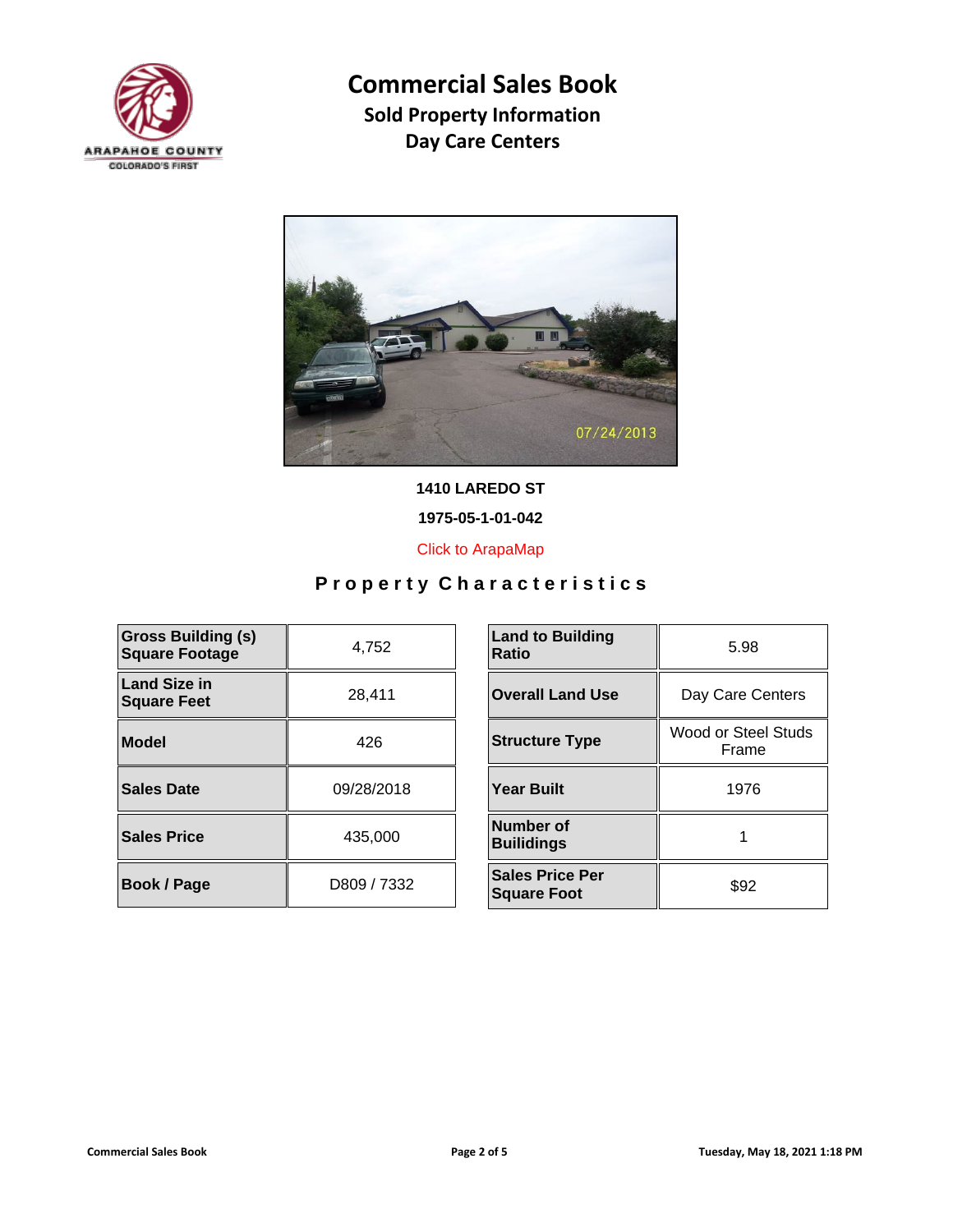# Commercial Sales Book

## Sold Property Information

## Day Care Centers

**1410 LAREDO ST**

**1975-05-1-01-042**

Click to ArapaMap

## Property Characteristics

| Characteristic | Value | Characteristic | Value |
|---|---|---|---|
| **Gross Building (s) Square Footage** | 4,752 | **Land to Building Ratio** | 5.98 |
| **Land Size in Square Feet** | 28,411 | **Overall Land Use** | Day Care Centers |
| **Model** | 426 | **Structure Type** | Wood or Steel Studs Frame |
| **Sales Date** | 09/28/2018 | **Year Built** | 1976 |
| **Sales Price** | 435,000 | **Number of Builidings** | 1 |
| **Book / Page** | D809 / 7332 | **Sales Price Per Square Foot** | $92 |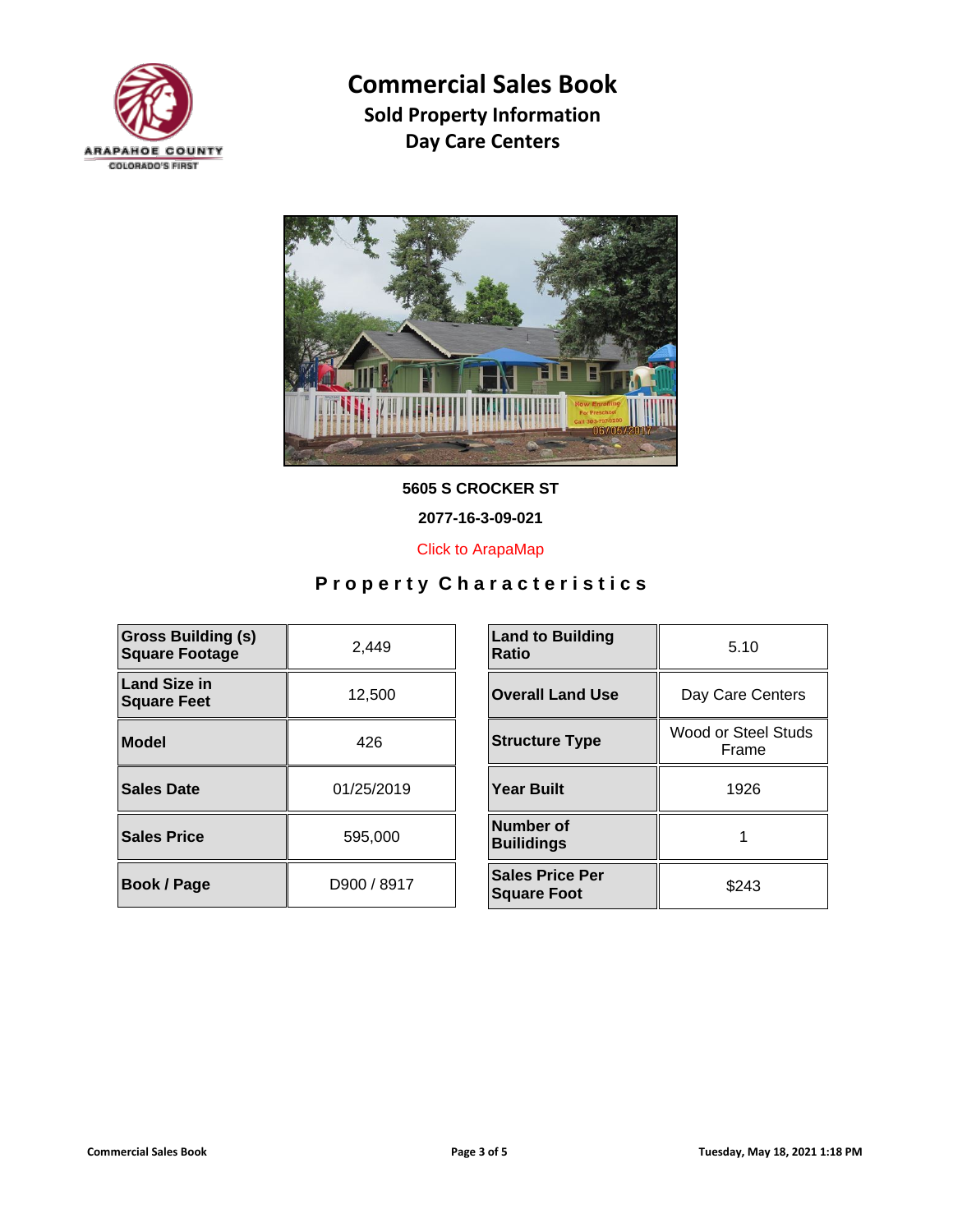# Commercial Sales Book

## Sold Property Information

## Day Care Centers

**5605 S CROCKER ST**

**2077-16-3-09-021**

Click to ArapaMap

## Property Characteristics

| Field | Value | Field | Value |
|---|---|---|---|
| **Gross Building (s) Square Footage** | 2,449 | **Land to Building Ratio** | 5.10 |
| **Land Size in Square Feet** | 12,500 | **Overall Land Use** | Day Care Centers |
| **Model** | 426 | **Structure Type** | Wood or Steel Studs Frame |
| **Sales Date** | 01/25/2019 | **Year Built** | 1926 |
| **Sales Price** | 595,000 | **Number of Builidings** | 1 |
| **Book / Page** | D900 / 8917 | **Sales Price Per Square Foot** | $243 |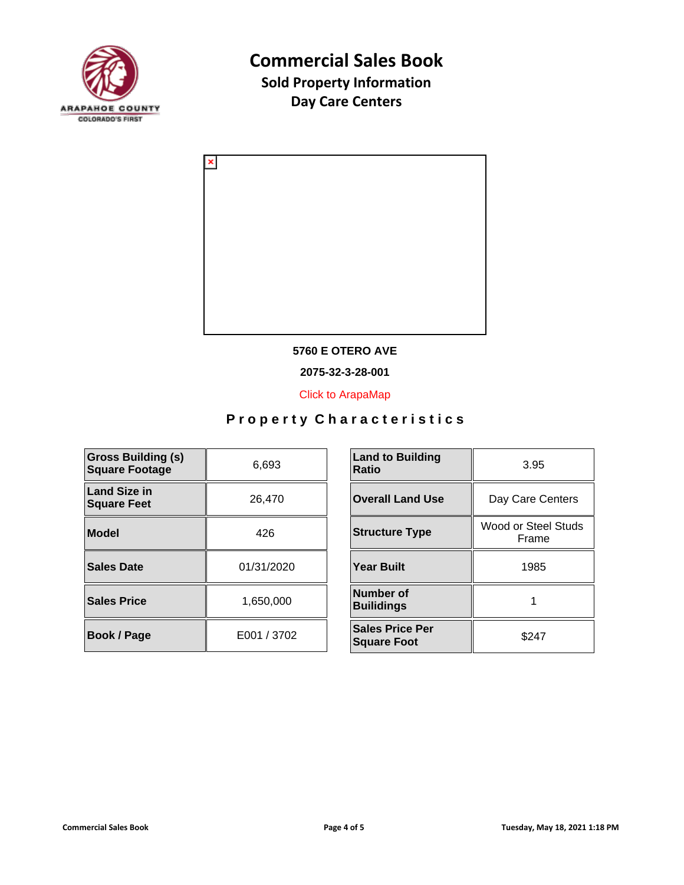# Commercial Sales Book

## Sold Property Information

## Day Care Centers

**5760 E OTERO AVE**

**2075-32-3-28-001**

Click to ArapaMap

### Property Characteristics

| | | | | |
|---|---|---|---|---|
| **Gross Building (s) Square Footage** | 6,693 | | **Land to Building Ratio** | 3.95 |
| **Land Size in Square Feet** | 26,470 | | **Overall Land Use** | Day Care Centers |
| **Model** | 426 | | **Structure Type** | Wood or Steel Studs Frame |
| **Sales Date** | 01/31/2020 | | **Year Built** | 1985 |
| **Sales Price** | 1,650,000 | | **Number of Builidings** | 1 |
| **Book / Page** | E001 / 3702 | | **Sales Price Per Square Foot** | $247 |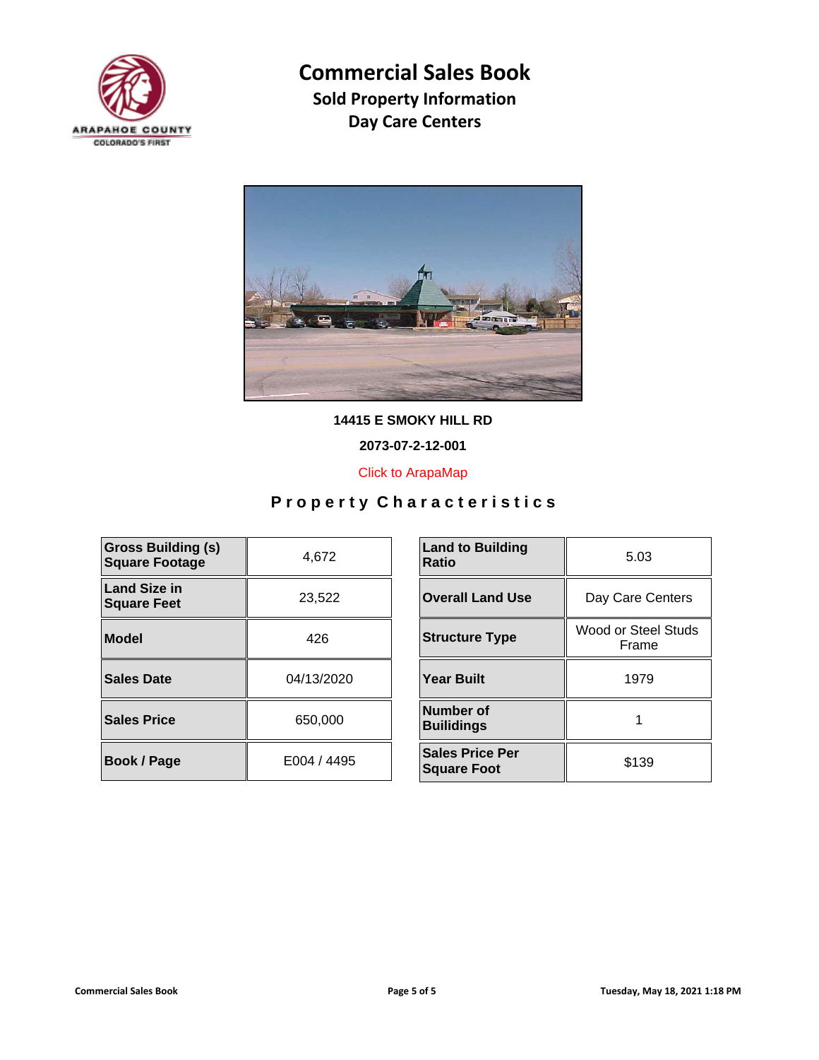# Commercial Sales Book

## Sold Property Information

## Day Care Centers

**14415 E SMOKY HILL RD**

**2073-07-2-12-001**

Click to ArapaMap

### Property Characteristics

| | | | |
|---|---|---|---|
| **Gross Building (s) Square Footage** | 4,672 | **Land to Building Ratio** | 5.03 |
| **Land Size in Square Feet** | 23,522 | **Overall Land Use** | Day Care Centers |
| **Model** | 426 | **Structure Type** | Wood or Steel Studs Frame |
| **Sales Date** | 04/13/2020 | **Year Built** | 1979 |
| **Sales Price** | 650,000 | **Number of Builidings** | 1 |
| **Book / Page** | E004 / 4495 | **Sales Price Per Square Foot** | $139 |